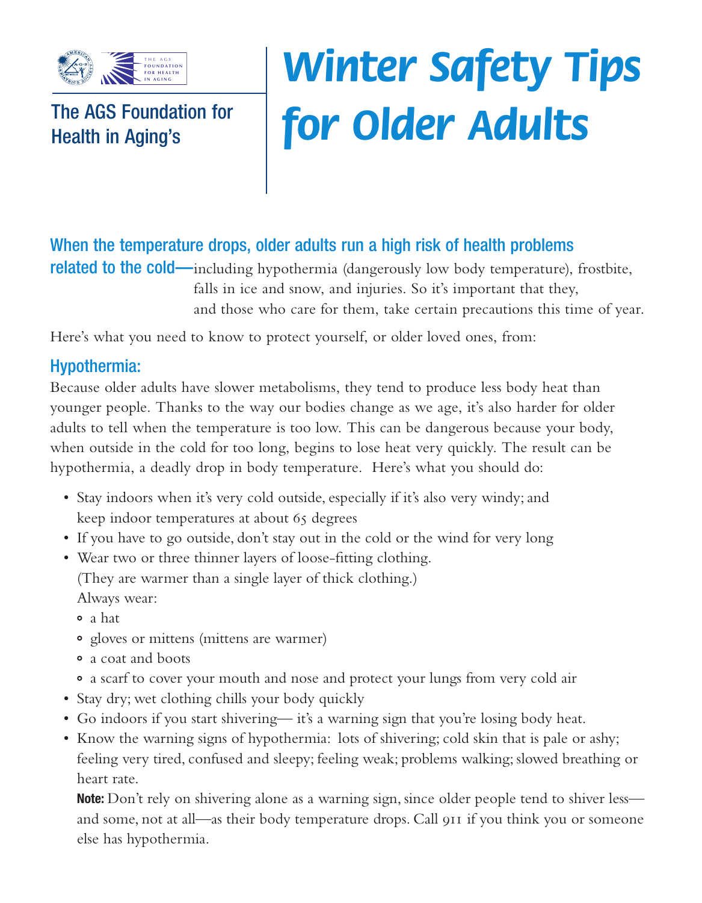The AGS Foundation for Health in Aging's

# Winter Safety Tips for Older Adults

**When the temperature drops, older adults run a high risk of health problems related to the cold—** including hypothermia (dangerously low body temperature), frostbite, falls in ice and snow, and injuries. So it's important that they, and those who care for them, take certain precautions this time of year.

Here's what you need to know to protect yourself, or older loved ones, from:

## Hypothermia:

Because older adults have slower metabolisms, they tend to produce less body heat than younger people. Thanks to the way our bodies change as we age, it's also harder for older adults to tell when the temperature is too low. This can be dangerous because your body, when outside in the cold for too long, begins to lose heat very quickly. The result can be hypothermia, a deadly drop in body temperature. Here's what you should do:

- Stay indoors when it's very cold outside, especially if it's also very windy; and keep indoor temperatures at about 65 degrees
- If you have to go outside, don't stay out in the cold or the wind for very long
- Wear two or three thinner layers of loose-fitting clothing. (They are warmer than a single layer of thick clothing.) Always wear:
  - a hat
  - gloves or mittens (mittens are warmer)
  - a coat and boots
  - a scarf to cover your mouth and nose and protect your lungs from very cold air
- Stay dry; wet clothing chills your body quickly
- Go indoors if you start shivering— it's a warning sign that you're losing body heat.
- Know the warning signs of hypothermia: lots of shivering; cold skin that is pale or ashy; feeling very tired, confused and sleepy; feeling weak; problems walking; slowed breathing or heart rate.

  **Note:** Don't rely on shivering alone as a warning sign, since older people tend to shiver less—and some, not at all—as their body temperature drops. Call 911 if you think you or someone else has hypothermia.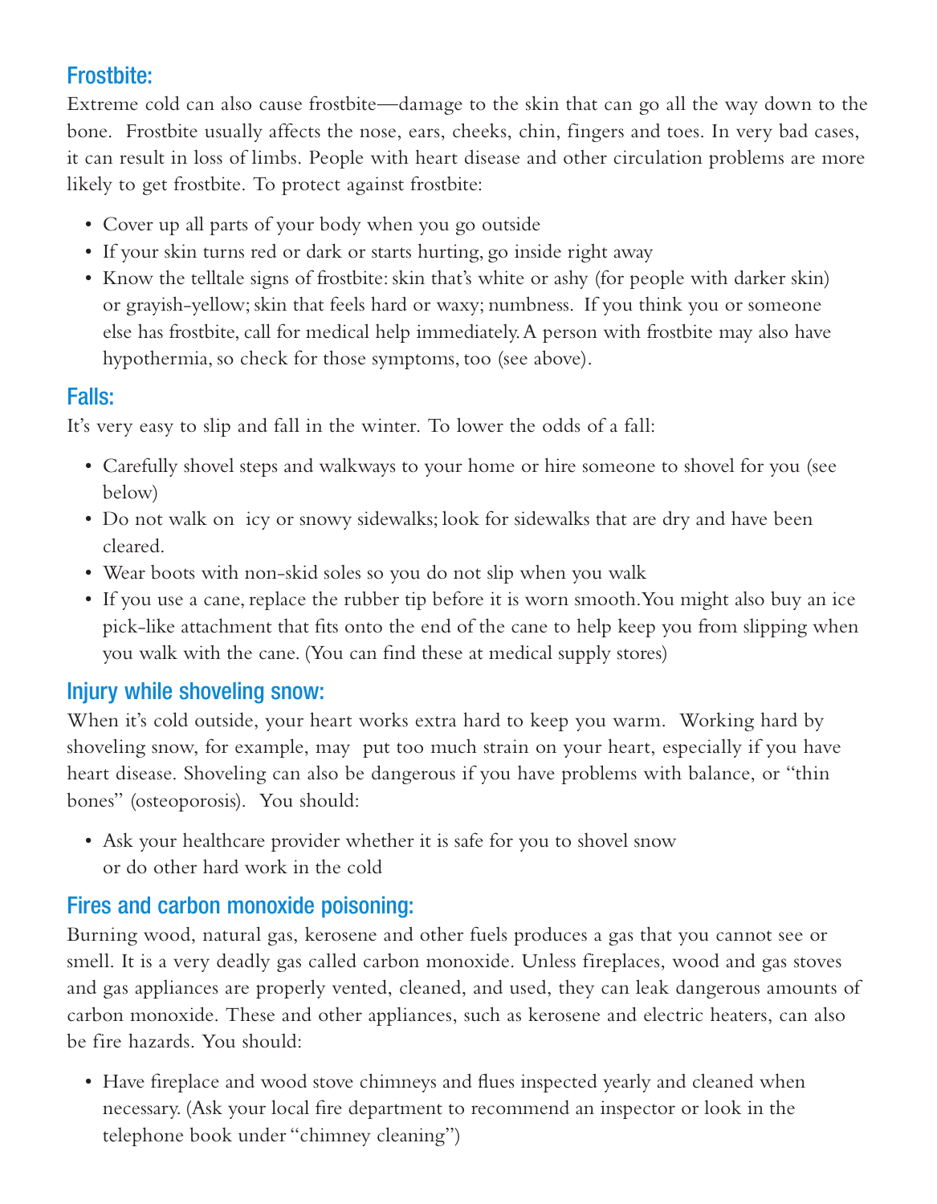## Frostbite:

Extreme cold can also cause frostbite—damage to the skin that can go all the way down to the bone. Frostbite usually affects the nose, ears, cheeks, chin, fingers and toes. In very bad cases, it can result in loss of limbs. People with heart disease and other circulation problems are more likely to get frostbite. To protect against frostbite:

- Cover up all parts of your body when you go outside
- If your skin turns red or dark or starts hurting, go inside right away
- Know the telltale signs of frostbite: skin that's white or ashy (for people with darker skin) or grayish-yellow; skin that feels hard or waxy; numbness. If you think you or someone else has frostbite, call for medical help immediately. A person with frostbite may also have hypothermia, so check for those symptoms, too (see above).

## Falls:

It's very easy to slip and fall in the winter. To lower the odds of a fall:

- Carefully shovel steps and walkways to your home or hire someone to shovel for you (see below)
- Do not walk on icy or snowy sidewalks; look for sidewalks that are dry and have been cleared.
- Wear boots with non-skid soles so you do not slip when you walk
- If you use a cane, replace the rubber tip before it is worn smooth. You might also buy an ice pick-like attachment that fits onto the end of the cane to help keep you from slipping when you walk with the cane. (You can find these at medical supply stores)

## Injury while shoveling snow:

When it's cold outside, your heart works extra hard to keep you warm. Working hard by shoveling snow, for example, may put too much strain on your heart, especially if you have heart disease. Shoveling can also be dangerous if you have problems with balance, or "thin bones" (osteoporosis). You should:

- Ask your healthcare provider whether it is safe for you to shovel snow or do other hard work in the cold

## Fires and carbon monoxide poisoning:

Burning wood, natural gas, kerosene and other fuels produces a gas that you cannot see or smell. It is a very deadly gas called carbon monoxide. Unless fireplaces, wood and gas stoves and gas appliances are properly vented, cleaned, and used, they can leak dangerous amounts of carbon monoxide. These and other appliances, such as kerosene and electric heaters, can also be fire hazards. You should:

- Have fireplace and wood stove chimneys and flues inspected yearly and cleaned when necessary. (Ask your local fire department to recommend an inspector or look in the telephone book under "chimney cleaning")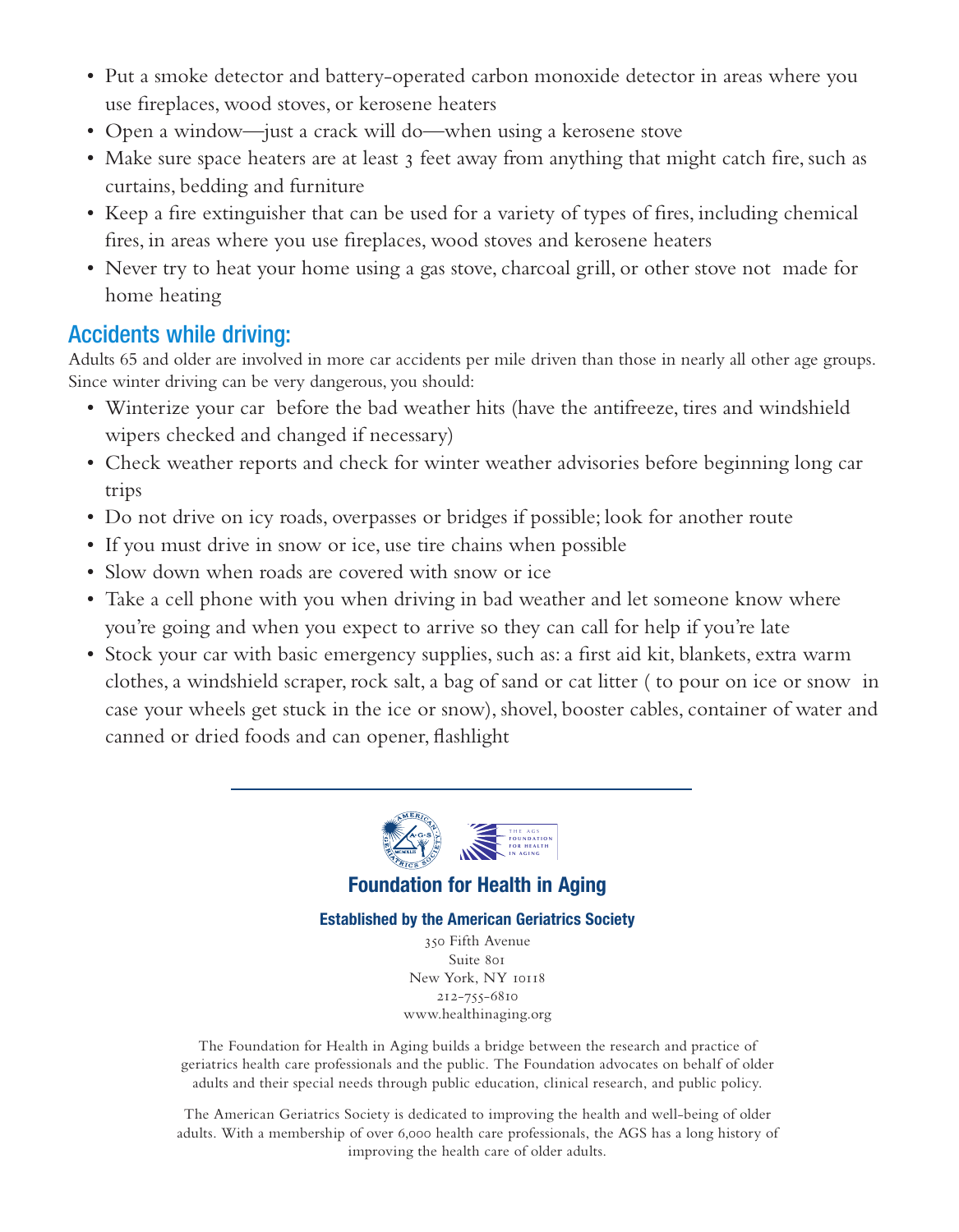- Put a smoke detector and battery-operated carbon monoxide detector in areas where you use fireplaces, wood stoves, or kerosene heaters
- Open a window—just a crack will do—when using a kerosene stove
- Make sure space heaters are at least 3 feet away from anything that might catch fire, such as curtains, bedding and furniture
- Keep a fire extinguisher that can be used for a variety of types of fires, including chemical fires, in areas where you use fireplaces, wood stoves and kerosene heaters
- Never try to heat your home using a gas stove, charcoal grill, or other stove not made for home heating

## Accidents while driving:

Adults 65 and older are involved in more car accidents per mile driven than those in nearly all other age groups. Since winter driving can be very dangerous, you should:

- Winterize your car before the bad weather hits (have the antifreeze, tires and windshield wipers checked and changed if necessary)
- Check weather reports and check for winter weather advisories before beginning long car trips
- Do not drive on icy roads, overpasses or bridges if possible; look for another route
- If you must drive in snow or ice, use tire chains when possible
- Slow down when roads are covered with snow or ice
- Take a cell phone with you when driving in bad weather and let someone know where you're going and when you expect to arrive so they can call for help if you're late
- Stock your car with basic emergency supplies, such as: a first aid kit, blankets, extra warm clothes, a windshield scraper, rock salt, a bag of sand or cat litter ( to pour on ice or snow in case your wheels get stuck in the ice or snow), shovel, booster cables, container of water and canned or dried foods and can opener, flashlight

---

**Foundation for Health in Aging**

**Established by the American Geriatrics Society**

350 Fifth Avenue
Suite 801
New York, NY 10118
212-755-6810
www.healthinaging.org

The Foundation for Health in Aging builds a bridge between the research and practice of geriatrics health care professionals and the public. The Foundation advocates on behalf of older adults and their special needs through public education, clinical research, and public policy.

The American Geriatrics Society is dedicated to improving the health and well-being of older adults. With a membership of over 6,000 health care professionals, the AGS has a long history of improving the health care of older adults.